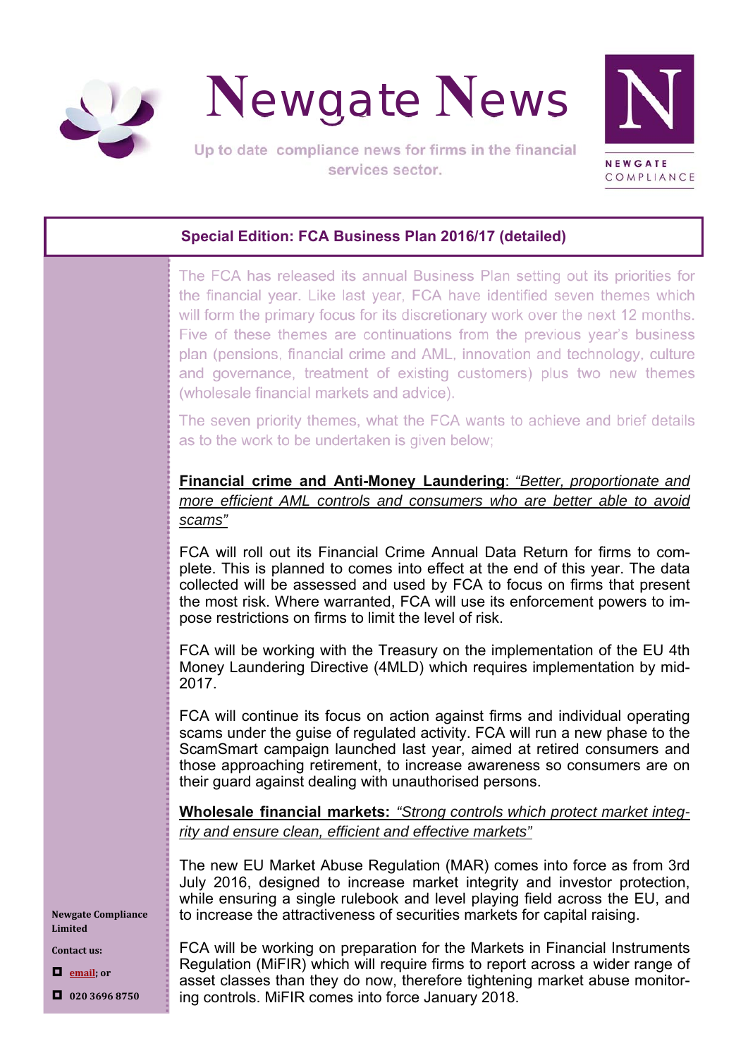# Newgate News

Up to date compliance news for firms in the financial services sector.

NEWGATE COMPLIANCE

## Special Edition: FCA Business Plan 2016/17 (detailed)

The FCA has released its annual Business Plan setting out its priorities for the financial year. Like last year, FCA have identified seven themes which will form the primary focus for its discretionary work over the next 12 months. Five of these themes are continuations from the previous year's business plan (pensions, financial crime and AML, innovation and technology, culture and governance, treatment of existing customers) plus two new themes (wholesale financial markets and advice).

The seven priority themes, what the FCA wants to achieve and brief details as to the work to be undertaken is given below;

**Financial crime and Anti-Money Laundering**: *"Better, proportionate and more efficient AML controls and consumers who are better able to avoid scams"*

FCA will roll out its Financial Crime Annual Data Return for firms to complete. This is planned to comes into effect at the end of this year. The data collected will be assessed and used by FCA to focus on firms that present the most risk. Where warranted, FCA will use its enforcement powers to impose restrictions on firms to limit the level of risk.

FCA will be working with the Treasury on the implementation of the EU 4th Money Laundering Directive (4MLD) which requires implementation by mid-2017.

FCA will continue its focus on action against firms and individual operating scams under the guise of regulated activity. FCA will run a new phase to the ScamSmart campaign launched last year, aimed at retired consumers and those approaching retirement, to increase awareness so consumers are on their guard against dealing with unauthorised persons.

**Wholesale financial markets:** *"Strong controls which protect market integrity and ensure clean, efficient and effective markets"*

The new EU Market Abuse Regulation (MAR) comes into force as from 3rd July 2016, designed to increase market integrity and investor protection, while ensuring a single rulebook and level playing field across the EU, and to increase the attractiveness of securities markets for capital raising.

FCA will be working on preparation for the Markets in Financial Instruments Regulation (MiFIR) which will require firms to report across a wider range of asset classes than they do now, therefore tightening market abuse monitoring controls. MiFIR comes into force January 2018.

**Newgate Compliance Limited**

**Contact us:**

- **email; or**
- **020 3696 8750**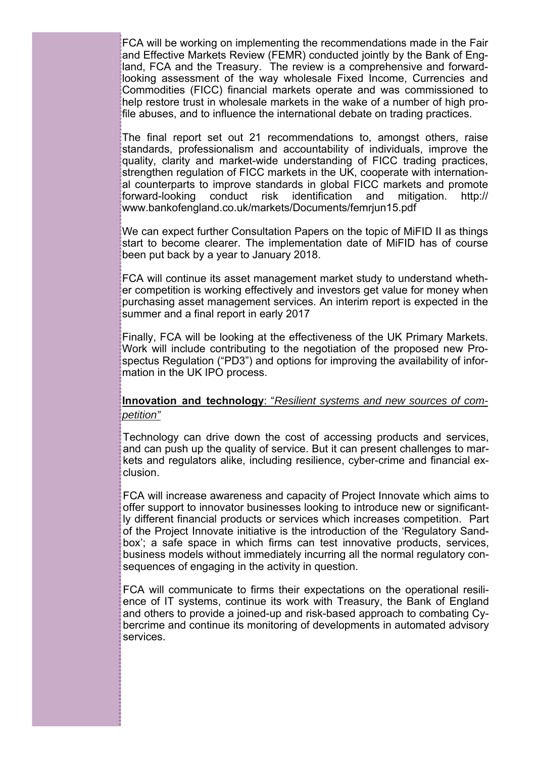FCA will be working on implementing the recommendations made in the Fair and Effective Markets Review (FEMR) conducted jointly by the Bank of England, FCA and the Treasury. The review is a comprehensive and forward-looking assessment of the way wholesale Fixed Income, Currencies and Commodities (FICC) financial markets operate and was commissioned to help restore trust in wholesale markets in the wake of a number of high profile abuses, and to influence the international debate on trading practices.

The final report set out 21 recommendations to, amongst others, raise standards, professionalism and accountability of individuals, improve the quality, clarity and market-wide understanding of FICC trading practices, strengthen regulation of FICC markets in the UK, cooperate with international counterparts to improve standards in global FICC markets and promote forward-looking conduct risk identification and mitigation. http://www.bankofengland.co.uk/markets/Documents/femrjun15.pdf

We can expect further Consultation Papers on the topic of MiFID II as things start to become clearer. The implementation date of MiFID has of course been put back by a year to January 2018.

FCA will continue its asset management market study to understand whether competition is working effectively and investors get value for money when purchasing asset management services. An interim report is expected in the summer and a final report in early 2017

Finally, FCA will be looking at the effectiveness of the UK Primary Markets. Work will include contributing to the negotiation of the proposed new Prospectus Regulation ("PD3") and options for improving the availability of information in the UK IPO process.

**Innovation and technology**: "*Resilient systems and new sources of competition"*

Technology can drive down the cost of accessing products and services, and can push up the quality of service. But it can present challenges to markets and regulators alike, including resilience, cyber-crime and financial exclusion.

FCA will increase awareness and capacity of Project Innovate which aims to offer support to innovator businesses looking to introduce new or significantly different financial products or services which increases competition. Part of the Project Innovate initiative is the introduction of the 'Regulatory Sandbox'; a safe space in which firms can test innovative products, services, business models without immediately incurring all the normal regulatory consequences of engaging in the activity in question.

FCA will communicate to firms their expectations on the operational resilience of IT systems, continue its work with Treasury, the Bank of England and others to provide a joined-up and risk-based approach to combating Cybercrime and continue its monitoring of developments in automated advisory services.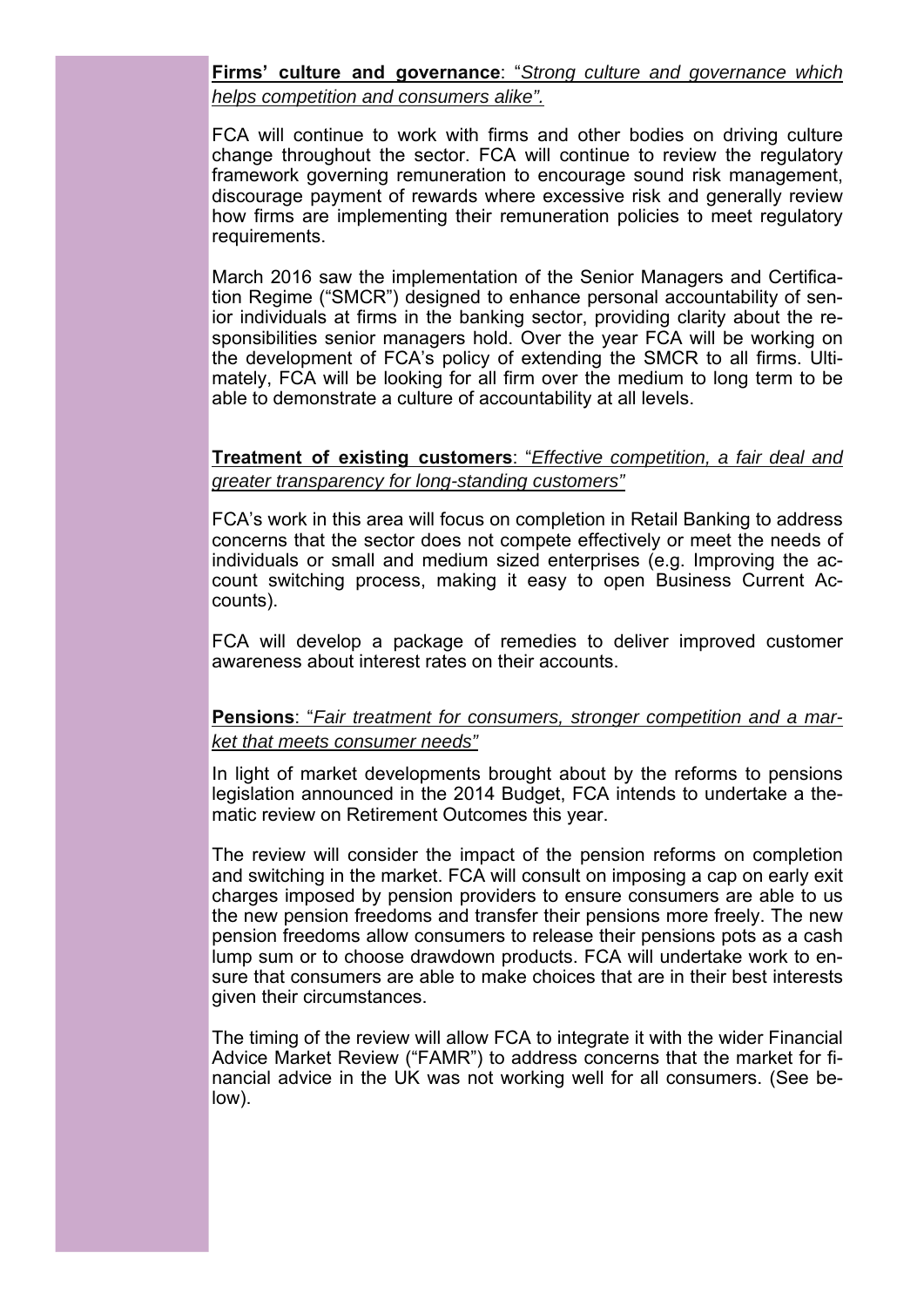**Firms' culture and governance**: "*Strong culture and governance which helps competition and consumers alike".*

FCA will continue to work with firms and other bodies on driving culture change throughout the sector. FCA will continue to review the regulatory framework governing remuneration to encourage sound risk management, discourage payment of rewards where excessive risk and generally review how firms are implementing their remuneration policies to meet regulatory requirements.

March 2016 saw the implementation of the Senior Managers and Certification Regime ("SMCR") designed to enhance personal accountability of senior individuals at firms in the banking sector, providing clarity about the responsibilities senior managers hold. Over the year FCA will be working on the development of FCA's policy of extending the SMCR to all firms. Ultimately, FCA will be looking for all firm over the medium to long term to be able to demonstrate a culture of accountability at all levels.

**Treatment of existing customers**: "*Effective competition, a fair deal and greater transparency for long-standing customers"*

FCA's work in this area will focus on completion in Retail Banking to address concerns that the sector does not compete effectively or meet the needs of individuals or small and medium sized enterprises (e.g. Improving the account switching process, making it easy to open Business Current Accounts).

FCA will develop a package of remedies to deliver improved customer awareness about interest rates on their accounts.

**Pensions**: "*Fair treatment for consumers, stronger competition and a market that meets consumer needs"*

In light of market developments brought about by the reforms to pensions legislation announced in the 2014 Budget, FCA intends to undertake a thematic review on Retirement Outcomes this year.

The review will consider the impact of the pension reforms on completion and switching in the market. FCA will consult on imposing a cap on early exit charges imposed by pension providers to ensure consumers are able to us the new pension freedoms and transfer their pensions more freely. The new pension freedoms allow consumers to release their pensions pots as a cash lump sum or to choose drawdown products. FCA will undertake work to ensure that consumers are able to make choices that are in their best interests given their circumstances.

The timing of the review will allow FCA to integrate it with the wider Financial Advice Market Review ("FAMR") to address concerns that the market for financial advice in the UK was not working well for all consumers. (See below).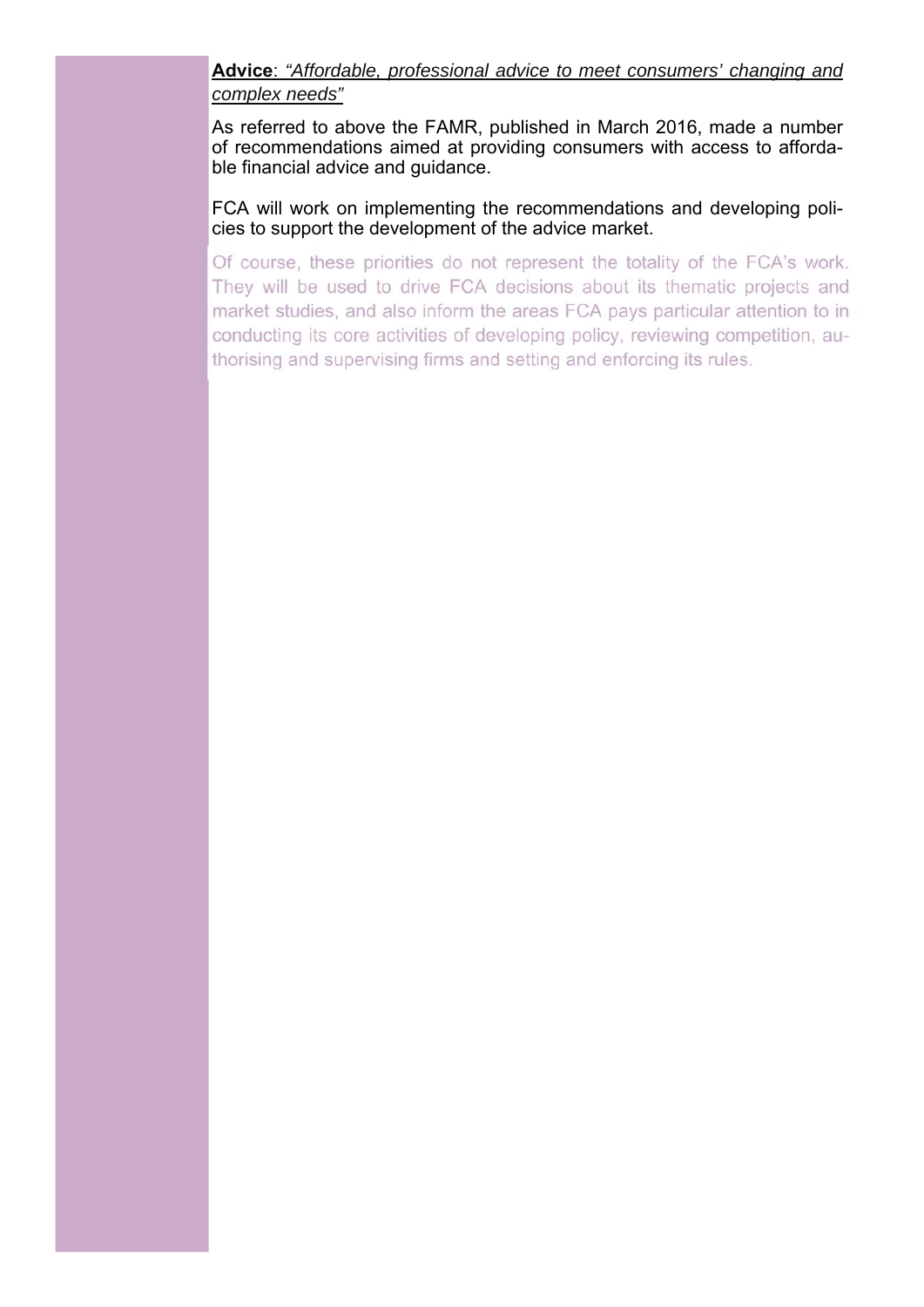**Advice**: *"Affordable, professional advice to meet consumers' changing and complex needs"*

As referred to above the FAMR, published in March 2016, made a number of recommendations aimed at providing consumers with access to affordable financial advice and guidance.

FCA will work on implementing the recommendations and developing policies to support the development of the advice market.

Of course, these priorities do not represent the totality of the FCA's work. They will be used to drive FCA decisions about its thematic projects and market studies, and also inform the areas FCA pays particular attention to in conducting its core activities of developing policy, reviewing competition, authorising and supervising firms and setting and enforcing its rules.